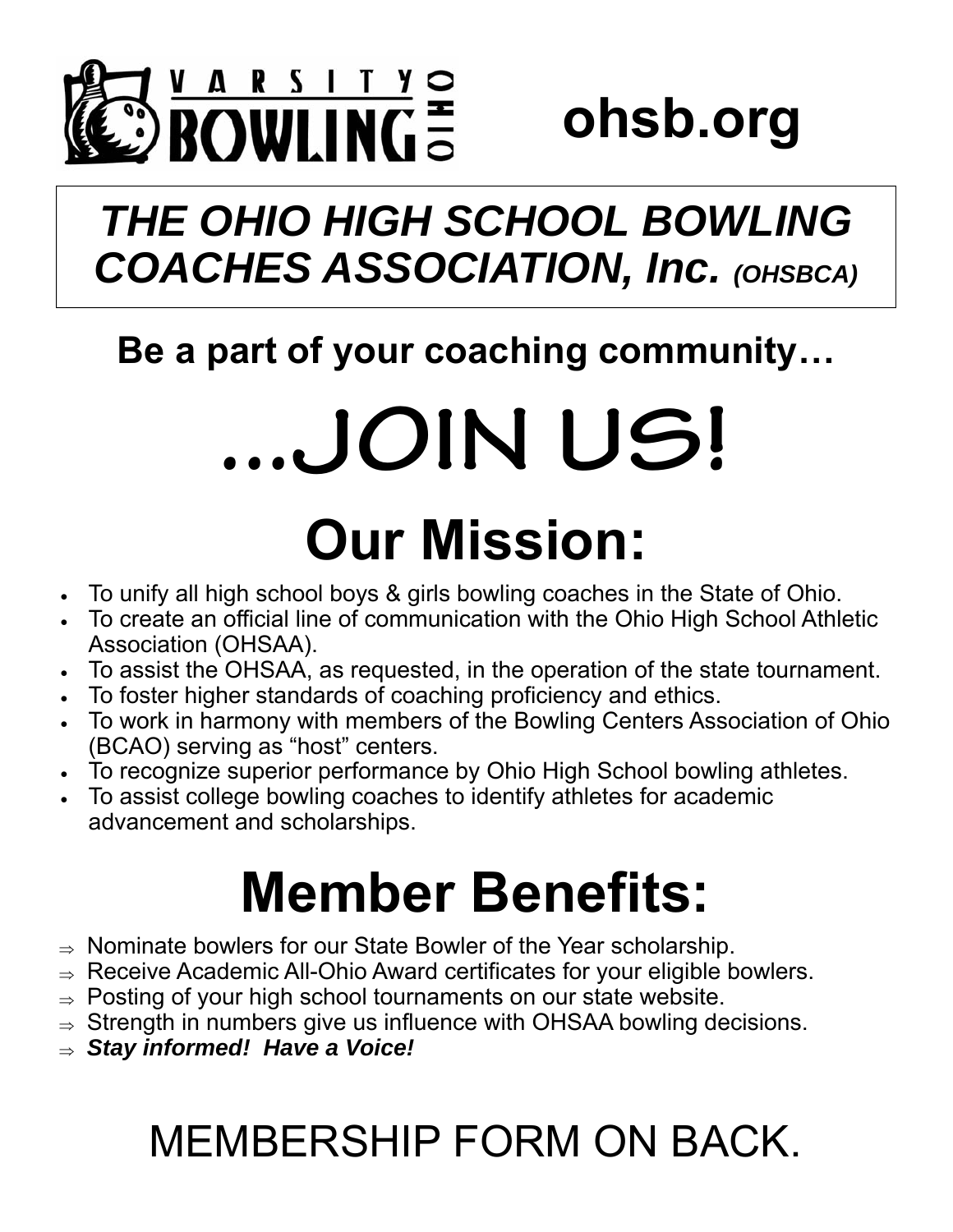VARSITY BOWLING OHIO

**ohsb.org**

# *THE OHIO HIGH SCHOOL BOWLING COACHES ASSOCIATION, Inc. (OHSBCA)*

**Be a part of your coaching community…**

# …JOIN US!

## Our Mission:

- To unify all high school boys & girls bowling coaches in the State of Ohio.
- To create an official line of communication with the Ohio High School Athletic Association (OHSAA).
- To assist the OHSAA, as requested, in the operation of the state tournament.
- To foster higher standards of coaching proficiency and ethics.
- To work in harmony with members of the Bowling Centers Association of Ohio (BCAO) serving as "host" centers.
- To recognize superior performance by Ohio High School bowling athletes.
- To assist college bowling coaches to identify athletes for academic advancement and scholarships.

## Member Benefits:

⇒ Nominate bowlers for our State Bowler of the Year scholarship.
⇒ Receive Academic All-Ohio Award certificates for your eligible bowlers.
⇒ Posting of your high school tournaments on our state website.
⇒ Strength in numbers give us influence with OHSAA bowling decisions.
⇒ ***Stay informed! Have a Voice!***

MEMBERSHIP FORM ON BACK.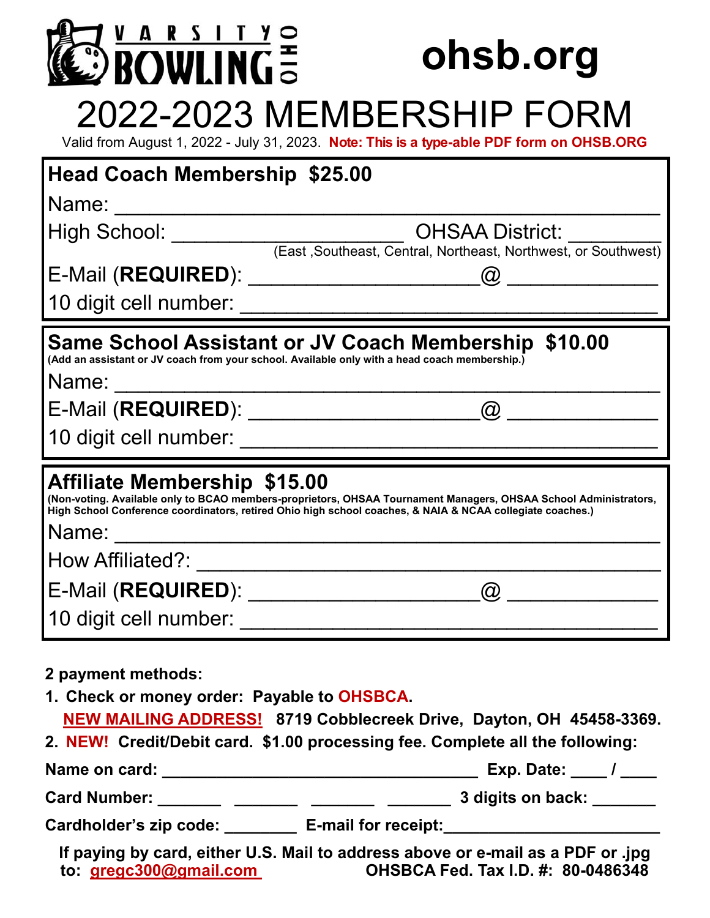VARSITY BOWLING OHIO

**ohsb.org**

# 2022-2023 MEMBERSHIP FORM

Valid from August 1, 2022 - July 31, 2023. **Note: This is a type-able PDF form on OHSB.ORG**

## Head Coach Membership $25.00

Name: ______________________________________________

High School: ____________________ OHSAA District: ________
(East ,Southeast, Central, Northeast, Northwest, or Southwest)

E-Mail (**REQUIRED**): ____________________@ _____________

10 digit cell number: ______________________________________

## Same School Assistant or JV Coach Membership $10.00

**(Add an assistant or JV coach from your school. Available only with a head coach membership.)**

Name: ______________________________________________

E-Mail (**REQUIRED**): ____________________@ _____________

10 digit cell number: ______________________________________

## Affiliate Membership $15.00

**(Non-voting. Available only to BCAO members-proprietors, OHSAA Tournament Managers, OHSAA School Administrators, High School Conference coordinators, retired Ohio high school coaches, & NAIA & NCAA collegiate coaches.)**

Name: ______________________________________________

How Affiliated?: ___________________________________________

E-Mail (**REQUIRED**): ____________________@ _____________

10 digit cell number: ______________________________________

**2 payment methods:**

1. **Check or money order: Payable to OHSBCA.**
   **NEW MAILING ADDRESS! 8719 Cobblecreek Drive, Dayton, OH 45458-3369.**
2. **NEW! Credit/Debit card. $1.00 processing fee. Complete all the following:**

**Name on card:** ________________________________ **Exp. Date:** ____ / ____

**Card Number:** _______ _______ _______ _______ **3 digits on back:** _______

**Cardholder's zip code:** ________ **E-mail for receipt:**_______________________

**If paying by card, either U.S. Mail to address above or e-mail as a PDF or .jpg to: gregc300@gmail.com**

**OHSBCA Fed. Tax I.D. #: 80-0486348**